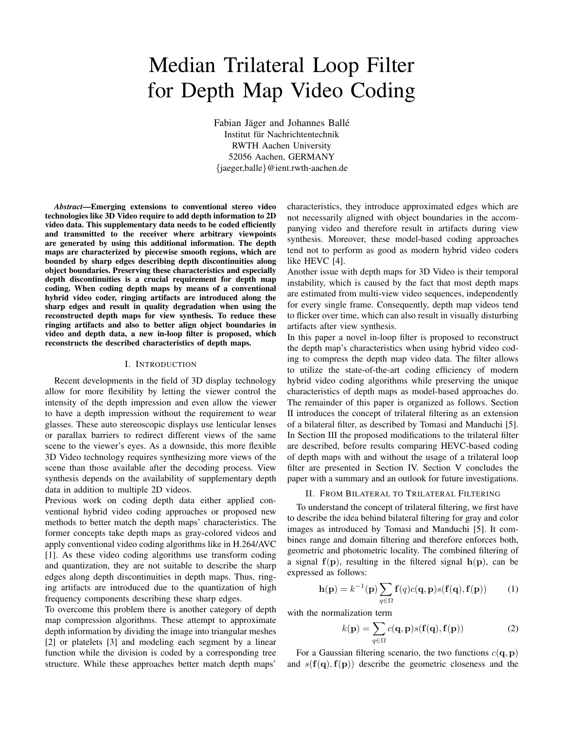# Median Trilateral Loop Filter for Depth Map Video Coding

Fabian Jäger and Johannes Ballé
Institut für Nachrichtentechnik
RWTH Aachen University
52056 Aachen, GERMANY
{jaeger,balle}@ient.rwth-aachen.de

***Abstract*—Emerging extensions to conventional stereo video technologies like 3D Video require to add depth information to 2D video data. This supplementary data needs to be coded efficiently and transmitted to the receiver where arbitrary viewpoints are generated by using this additional information. The depth maps are characterized by piecewise smooth regions, which are bounded by sharp edges describing depth discontinuities along object boundaries. Preserving these characteristics and especially depth discontinuities is a crucial requirement for depth map coding. When coding depth maps by means of a conventional hybrid video coder, ringing artifacts are introduced along the sharp edges and result in quality degradation when using the reconstructed depth maps for view synthesis. To reduce these ringing artifacts and also to better align object boundaries in video and depth data, a new in-loop filter is proposed, which reconstructs the described characteristics of depth maps.**

## I. Introduction

Recent developments in the field of 3D display technology allow for more flexibility by letting the viewer control the intensity of the depth impression and even allow the viewer to have a depth impression without the requirement to wear glasses. These auto stereoscopic displays use lenticular lenses or parallax barriers to redirect different views of the same scene to the viewer's eyes. As a downside, this more flexible 3D Video technology requires synthesizing more views of the scene than those available after the decoding process. View synthesis depends on the availability of supplementary depth data in addition to multiple 2D videos.

Previous work on coding depth data either applied conventional hybrid video coding approaches or proposed new methods to better match the depth maps' characteristics. The former concepts take depth maps as gray-colored videos and apply conventional video coding algorithms like in H.264/AVC [1]. As these video coding algorithms use transform coding and quantization, they are not suitable to describe the sharp edges along depth discontinuities in depth maps. Thus, ringing artifacts are introduced due to the quantization of high frequency components describing these sharp edges.

To overcome this problem there is another category of depth map compression algorithms. These attempt to approximate depth information by dividing the image into triangular meshes [2] or platelets [3] and modeling each segment by a linear function while the division is coded by a corresponding tree structure. While these approaches better match depth maps' characteristics, they introduce approximated edges which are not necessarily aligned with object boundaries in the accompanying video and therefore result in artifacts during view synthesis. Moreover, these model-based coding approaches tend not to perform as good as modern hybrid video coders like HEVC [4].

Another issue with depth maps for 3D Video is their temporal instability, which is caused by the fact that most depth maps are estimated from multi-view video sequences, independently for every single frame. Consequently, depth map videos tend to flicker over time, which can also result in visually disturbing artifacts after view synthesis.

In this paper a novel in-loop filter is proposed to reconstruct the depth map's characteristics when using hybrid video coding to compress the depth map video data. The filter allows to utilize the state-of-the-art coding efficiency of modern hybrid video coding algorithms while preserving the unique characteristics of depth maps as model-based approaches do. The remainder of this paper is organized as follows. Section II introduces the concept of trilateral filtering as an extension of a bilateral filter, as described by Tomasi and Manduchi [5]. In Section III the proposed modifications to the trilateral filter are described, before results comparing HEVC-based coding of depth maps with and without the usage of a trilateral loop filter are presented in Section IV. Section V concludes the paper with a summary and an outlook for future investigations.

## II. From Bilateral to Trilateral Filtering

To understand the concept of trilateral filtering, we first have to describe the idea behind bilateral filtering for gray and color images as introduced by Tomasi and Manduchi [5]. It combines range and domain filtering and therefore enforces both, geometric and photometric locality. The combined filtering of a signal $\mathbf{f}(\mathbf{p})$, resulting in the filtered signal $\mathbf{h}(\mathbf{p})$, can be expressed as follows:

$$\mathbf{h}(\mathbf{p}) = k^{-1}(\mathbf{p}) \sum_{q \in \Omega} \mathbf{f}(q) c(\mathbf{q}, \mathbf{p}) s(\mathbf{f}(\mathbf{q}), \mathbf{f}(\mathbf{p})) \tag{1}$$

with the normalization term

$$k(\mathbf{p}) = \sum_{q \in \Omega} c(\mathbf{q}, \mathbf{p}) s(\mathbf{f}(\mathbf{q}), \mathbf{f}(\mathbf{p})) \tag{2}$$

For a Gaussian filtering scenario, the two functions $c(\mathbf{q}, \mathbf{p})$ and $s(\mathbf{f}(\mathbf{q}), \mathbf{f}(\mathbf{p}))$ describe the geometric closeness and the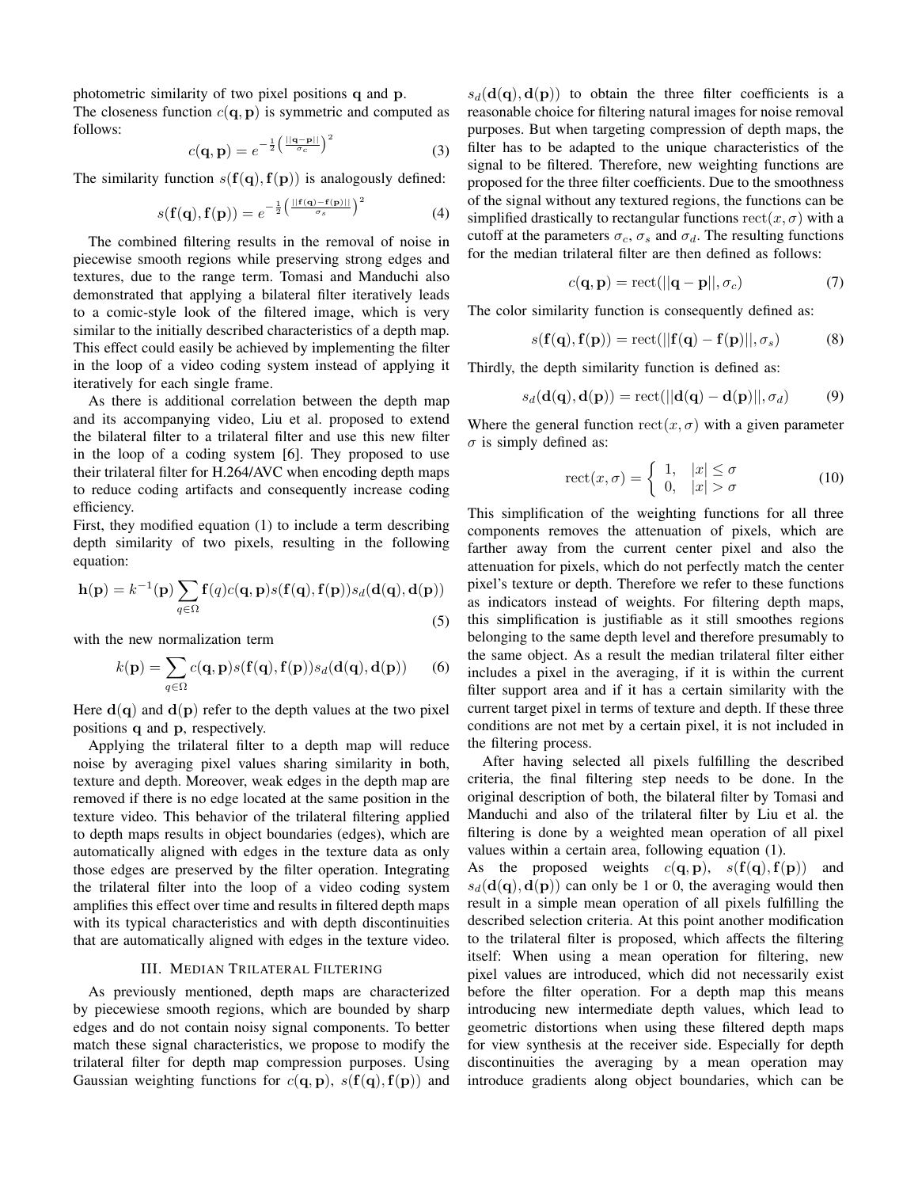photometric similarity of two pixel positions $\mathbf{q}$ and $\mathbf{p}$.
The closeness function $c(\mathbf{q}, \mathbf{p})$ is symmetric and computed as follows:

$$c(\mathbf{q}, \mathbf{p}) = e^{-\frac{1}{2}\left(\frac{||\mathbf{q}-\mathbf{p}||}{\sigma_c}\right)^2} \tag{3}$$

The similarity function $s(\mathbf{f}(\mathbf{q}), \mathbf{f}(\mathbf{p}))$ is analogously defined:

$$s(\mathbf{f}(\mathbf{q}), \mathbf{f}(\mathbf{p})) = e^{-\frac{1}{2}\left(\frac{||\mathbf{f}(\mathbf{q})-\mathbf{f}(\mathbf{p})||}{\sigma_s}\right)^2} \tag{4}$$

The combined filtering results in the removal of noise in piecewise smooth regions while preserving strong edges and textures, due to the range term. Tomasi and Manduchi also demonstrated that applying a bilateral filter iteratively leads to a comic-style look of the filtered image, which is very similar to the initially described characteristics of a depth map. This effect could easily be achieved by implementing the filter in the loop of a video coding system instead of applying it iteratively for each single frame.

As there is additional correlation between the depth map and its accompanying video, Liu et al. proposed to extend the bilateral filter to a trilateral filter and use this new filter in the loop of a coding system [6]. They proposed to use their trilateral filter for H.264/AVC when encoding depth maps to reduce coding artifacts and consequently increase coding efficiency.
First, they modified equation (1) to include a term describing depth similarity of two pixels, resulting in the following equation:

$$\mathbf{h}(\mathbf{p}) = k^{-1}(\mathbf{p}) \sum_{q \in \Omega} \mathbf{f}(q) c(\mathbf{q}, \mathbf{p}) s(\mathbf{f}(\mathbf{q}), \mathbf{f}(\mathbf{p})) s_d(\mathbf{d}(\mathbf{q}), \mathbf{d}(\mathbf{p})) \tag{5}$$

with the new normalization term

$$k(\mathbf{p}) = \sum_{q \in \Omega} c(\mathbf{q}, \mathbf{p}) s(\mathbf{f}(\mathbf{q}), \mathbf{f}(\mathbf{p})) s_d(\mathbf{d}(\mathbf{q}), \mathbf{d}(\mathbf{p})) \tag{6}$$

Here $\mathbf{d}(\mathbf{q})$ and $\mathbf{d}(\mathbf{p})$ refer to the depth values at the two pixel positions $\mathbf{q}$ and $\mathbf{p}$, respectively.

Applying the trilateral filter to a depth map will reduce noise by averaging pixel values sharing similarity in both, texture and depth. Moreover, weak edges in the depth map are removed if there is no edge located at the same position in the texture video. This behavior of the trilateral filtering applied to depth maps results in object boundaries (edges), which are automatically aligned with edges in the texture data as only those edges are preserved by the filter operation. Integrating the trilateral filter into the loop of a video coding system amplifies this effect over time and results in filtered depth maps with its typical characteristics and with depth discontinuities that are automatically aligned with edges in the texture video.

## III. Median Trilateral Filtering

As previously mentioned, depth maps are characterized by piecewise smooth regions, which are bounded by sharp edges and do not contain noisy signal components. To better match these signal characteristics, we propose to modify the trilateral filter for depth map compression purposes. Using Gaussian weighting functions for $c(\mathbf{q}, \mathbf{p})$, $s(\mathbf{f}(\mathbf{q}), \mathbf{f}(\mathbf{p}))$ and $s_d(\mathbf{d}(\mathbf{q}), \mathbf{d}(\mathbf{p}))$ to obtain the three filter coefficients is a reasonable choice for filtering natural images for noise removal purposes. But when targeting compression of depth maps, the filter has to be adapted to the unique characteristics of the signal to be filtered. Therefore, new weighting functions are proposed for the three filter coefficients. Due to the smoothness of the signal without any textured regions, the functions can be simplified drastically to rectangular functions $\mathrm{rect}(x, \sigma)$ with a cutoff at the parameters $\sigma_c$, $\sigma_s$ and $\sigma_d$. The resulting functions for the median trilateral filter are then defined as follows:

$$c(\mathbf{q}, \mathbf{p}) = \mathrm{rect}(||\mathbf{q} - \mathbf{p}||, \sigma_c) \tag{7}$$

The color similarity function is consequently defined as:

$$s(\mathbf{f}(\mathbf{q}), \mathbf{f}(\mathbf{p})) = \mathrm{rect}(||\mathbf{f}(\mathbf{q}) - \mathbf{f}(\mathbf{p})||, \sigma_s) \tag{8}$$

Thirdly, the depth similarity function is defined as:

$$s_d(\mathbf{d}(\mathbf{q}), \mathbf{d}(\mathbf{p})) = \mathrm{rect}(||\mathbf{d}(\mathbf{q}) - \mathbf{d}(\mathbf{p})||, \sigma_d) \tag{9}$$

Where the general function $\mathrm{rect}(x, \sigma)$ with a given parameter $\sigma$ is simply defined as:

$$\mathrm{rect}(x, \sigma) = \begin{cases} 1, & |x| \leq \sigma \\ 0, & |x| > \sigma \end{cases} \tag{10}$$

This simplification of the weighting functions for all three components removes the attenuation of pixels, which are farther away from the current center pixel and also the attenuation for pixels, which do not perfectly match the center pixel's texture or depth. Therefore we refer to these functions as indicators instead of weights. For filtering depth maps, this simplification is justifiable as it still smoothes regions belonging to the same depth level and therefore presumably to the same object. As a result the median trilateral filter either includes a pixel in the averaging, if it is within the current filter support area and if it has a certain similarity with the current target pixel in terms of texture and depth. If these three conditions are not met by a certain pixel, it is not included in the filtering process.

After having selected all pixels fulfilling the described criteria, the final filtering step needs to be done. In the original description of both, the bilateral filter by Tomasi and Manduchi and also of the trilateral filter by Liu et al. the filtering is done by a weighted mean operation of all pixel values within a certain area, following equation (1).
As the proposed weights $c(\mathbf{q}, \mathbf{p})$, $s(\mathbf{f}(\mathbf{q}), \mathbf{f}(\mathbf{p}))$ and $s_d(\mathbf{d}(\mathbf{q}), \mathbf{d}(\mathbf{p}))$ can only be 1 or 0, the averaging would then result in a simple mean operation of all pixels fulfilling the described selection criteria. At this point another modification to the trilateral filter is proposed, which affects the filtering itself: When using a mean operation for filtering, new pixel values are introduced, which did not necessarily exist before the filter operation. For a depth map this means introducing new intermediate depth values, which lead to geometric distortions when using these filtered depth maps for view synthesis at the receiver side. Especially for depth discontinuities the averaging by a mean operation may introduce gradients along object boundaries, which can be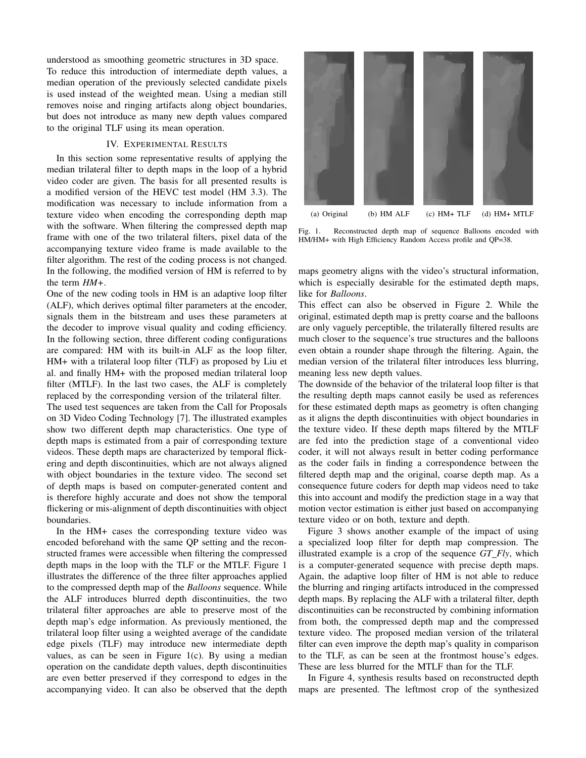understood as smoothing geometric structures in 3D space. To reduce this introduction of intermediate depth values, a median operation of the previously selected candidate pixels is used instead of the weighted mean. Using a median still removes noise and ringing artifacts along object boundaries, but does not introduce as many new depth values compared to the original TLF using its mean operation.

## IV. Experimental Results

In this section some representative results of applying the median trilateral filter to depth maps in the loop of a hybrid video coder are given. The basis for all presented results is a modified version of the HEVC test model (HM 3.3). The modification was necessary to include information from a texture video when encoding the corresponding depth map with the software. When filtering the compressed depth map frame with one of the two trilateral filters, pixel data of the accompanying texture video frame is made available to the filter algorithm. The rest of the coding process is not changed. In the following, the modified version of HM is referred to by the term *HM+*.

One of the new coding tools in HM is an adaptive loop filter (ALF), which derives optimal filter parameters at the encoder, signals them in the bitstream and uses these parameters at the decoder to improve visual quality and coding efficiency. In the following section, three different coding configurations are compared: HM with its built-in ALF as the loop filter, HM+ with a trilateral loop filter (TLF) as proposed by Liu et al. and finally HM+ with the proposed median trilateral loop filter (MTLF). In the last two cases, the ALF is completely replaced by the corresponding version of the trilateral filter.

The used test sequences are taken from the Call for Proposals on 3D Video Coding Technology [7]. The illustrated examples show two different depth map characteristics. One type of depth maps is estimated from a pair of corresponding texture videos. These depth maps are characterized by temporal flickering and depth discontinuities, which are not always aligned with object boundaries in the texture video. The second set of depth maps is based on computer-generated content and is therefore highly accurate and does not show the temporal flickering or mis-alignment of depth discontinuities with object boundaries.

In the HM+ cases the corresponding texture video was encoded beforehand with the same QP setting and the reconstructed frames were accessible when filtering the compressed depth maps in the loop with the TLF or the MTLF. Figure 1 illustrates the difference of the three filter approaches applied to the compressed depth map of the *Balloons* sequence. While the ALF introduces blurred depth discontinuities, the two trilateral filter approaches are able to preserve most of the depth map's edge information. As previously mentioned, the trilateral loop filter using a weighted average of the candidate edge pixels (TLF) may introduce new intermediate depth values, as can be seen in Figure 1(c). By using a median operation on the candidate depth values, depth discontinuities are even better preserved if they correspond to edges in the accompanying video. It can also be observed that the depth maps geometry aligns with the video's structural information, which is especially desirable for the estimated depth maps, like for *Balloons*.

(a) Original (b) HM ALF (c) HM+ TLF (d) HM+ MTLF

Fig. 1. Reconstructed depth map of sequence Balloons encoded with HM/HM+ with High Efficiency Random Access profile and QP=38.

This effect can also be observed in Figure 2. While the original, estimated depth map is pretty coarse and the balloons are only vaguely perceptible, the trilaterally filtered results are much closer to the sequence's true structures and the balloons even obtain a rounder shape through the filtering. Again, the median version of the trilateral filter introduces less blurring, meaning less new depth values.

The downside of the behavior of the trilateral loop filter is that the resulting depth maps cannot easily be used as references for these estimated depth maps as geometry is often changing as it aligns the depth discontinuities with object boundaries in the texture video. If these depth maps filtered by the MTLF are fed into the prediction stage of a conventional video coder, it will not always result in better coding performance as the coder fails in finding a correspondence between the filtered depth map and the original, coarse depth map. As a consequence future coders for depth map videos need to take this into account and modify the prediction stage in a way that motion vector estimation is either just based on accompanying texture video or on both, texture and depth.

Figure 3 shows another example of the impact of using a specialized loop filter for depth map compression. The illustrated example is a crop of the sequence *GT_Fly*, which is a computer-generated sequence with precise depth maps. Again, the adaptive loop filter of HM is not able to reduce the blurring and ringing artifacts introduced in the compressed depth maps. By replacing the ALF with a trilateral filter, depth discontinuities can be reconstructed by combining information from both, the compressed depth map and the compressed texture video. The proposed median version of the trilateral filter can even improve the depth map's quality in comparison to the TLF, as can be seen at the frontmost house's edges. These are less blurred for the MTLF than for the TLF.

In Figure 4, synthesis results based on reconstructed depth maps are presented. The leftmost crop of the synthesized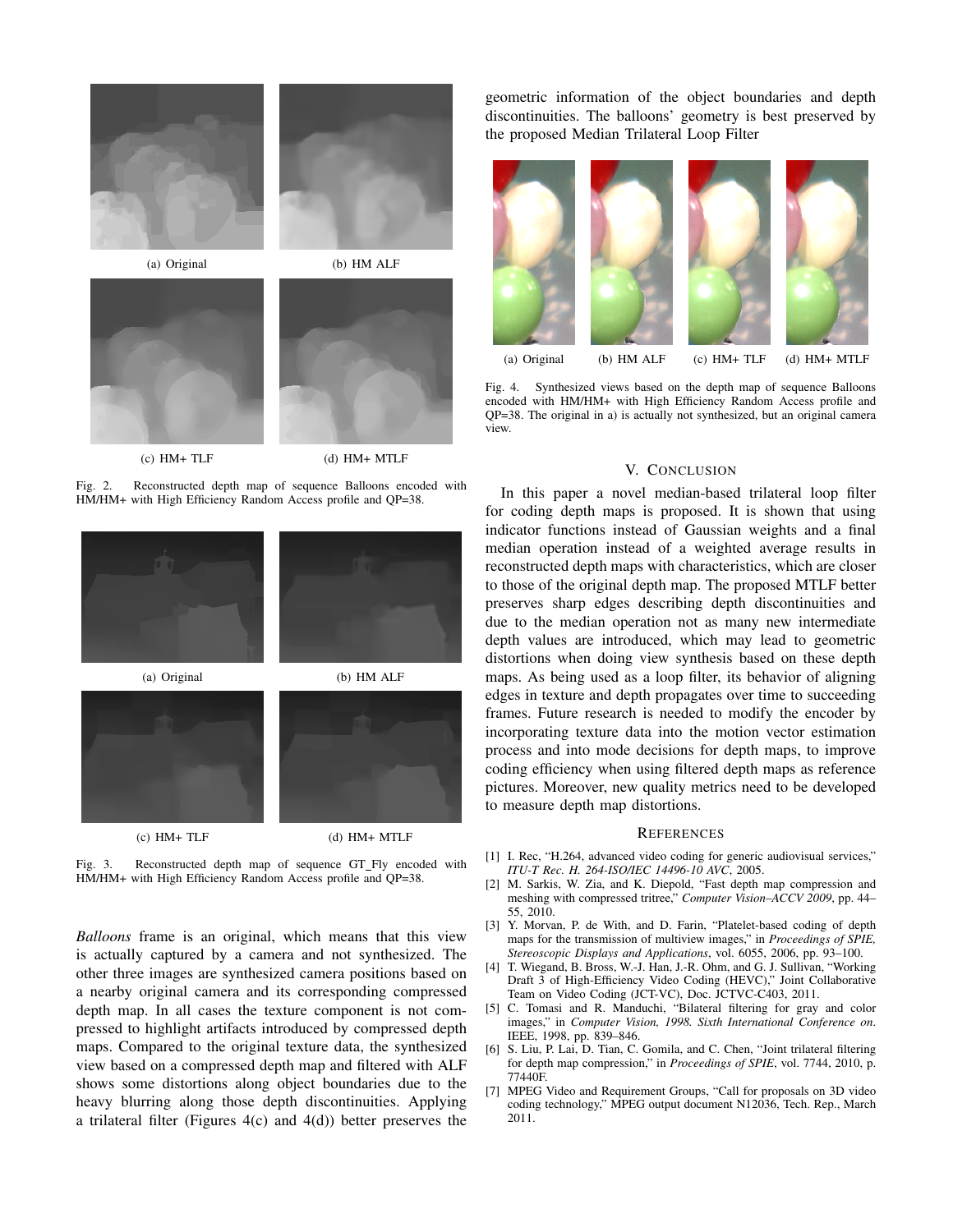(a) Original

(b) HM ALF

(c) HM+ TLF

(d) HM+ MTLF

Fig. 2. Reconstructed depth map of sequence Balloons encoded with HM/HM+ with High Efficiency Random Access profile and QP=38.

(a) Original

(b) HM ALF

(c) HM+ TLF

(d) HM+ MTLF

Fig. 3. Reconstructed depth map of sequence GT_Fly encoded with HM/HM+ with High Efficiency Random Access profile and QP=38.

*Balloons* frame is an original, which means that this view is actually captured by a camera and not synthesized. The other three images are synthesized camera positions based on a nearby original camera and its corresponding compressed depth map. In all cases the texture component is not compressed to highlight artifacts introduced by compressed depth maps. Compared to the original texture data, the synthesized view based on a compressed depth map and filtered with ALF shows some distortions along object boundaries due to the heavy blurring along those depth discontinuities. Applying a trilateral filter (Figures 4(c) and 4(d)) better preserves the geometric information of the object boundaries and depth discontinuities. The balloons' geometry is best preserved by the proposed Median Trilateral Loop Filter

(a) Original

(b) HM ALF

(c) HM+ TLF

(d) HM+ MTLF

Fig. 4. Synthesized views based on the depth map of sequence Balloons encoded with HM/HM+ with High Efficiency Random Access profile and QP=38. The original in a) is actually not synthesized, but an original camera view.

## V. Conclusion

In this paper a novel median-based trilateral loop filter for coding depth maps is proposed. It is shown that using indicator functions instead of Gaussian weights and a final median operation instead of a weighted average results in reconstructed depth maps with characteristics, which are closer to those of the original depth map. The proposed MTLF better preserves sharp edges describing depth discontinuities and due to the median operation not as many new intermediate depth values are introduced, which may lead to geometric distortions when doing view synthesis based on these depth maps. As being used as a loop filter, its behavior of aligning edges in texture and depth propagates over time to succeeding frames. Future research is needed to modify the encoder by incorporating texture data into the motion vector estimation process and into mode decisions for depth maps, to improve coding efficiency when using filtered depth maps as reference pictures. Moreover, new quality metrics need to be developed to measure depth map distortions.

## References

[1] I. Rec, "H.264, advanced video coding for generic audiovisual services," *ITU-T Rec. H. 264-ISO/IEC 14496-10 AVC*, 2005.

[2] M. Sarkis, W. Zia, and K. Diepold, "Fast depth map compression and meshing with compressed tritree," *Computer Vision–ACCV 2009*, pp. 44–55, 2010.

[3] Y. Morvan, P. de With, and D. Farin, "Platelet-based coding of depth maps for the transmission of multiview images," in *Proceedings of SPIE, Stereoscopic Displays and Applications*, vol. 6055, 2006, pp. 93–100.

[4] T. Wiegand, B. Bross, W.-J. Han, J.-R. Ohm, and G. J. Sullivan, "Working Draft 3 of High-Efficiency Video Coding (HEVC)," Joint Collaborative Team on Video Coding (JCT-VC), Doc. JCTVC-C403, 2011.

[5] C. Tomasi and R. Manduchi, "Bilateral filtering for gray and color images," in *Computer Vision, 1998. Sixth International Conference on*. IEEE, 1998, pp. 839–846.

[6] S. Liu, P. Lai, D. Tian, C. Gomila, and C. Chen, "Joint trilateral filtering for depth map compression," in *Proceedings of SPIE*, vol. 7744, 2010, p. 77440F.

[7] MPEG Video and Requirement Groups, "Call for proposals on 3D video coding technology," MPEG output document N12036, Tech. Rep., March 2011.